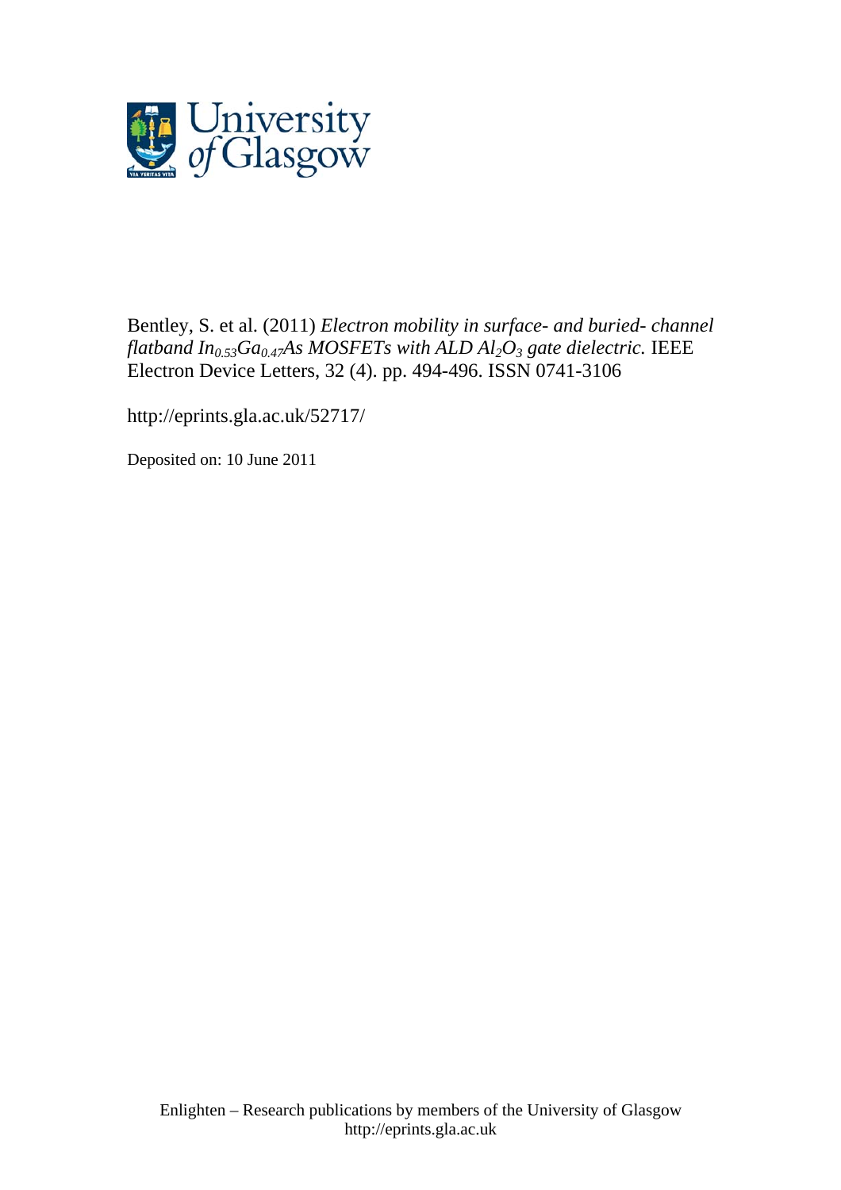University of Glasgow

Bentley, S. et al. (2011) *Electron mobility in surface- and buried- channel flatband $In_{0.53}Ga_{0.47}As$ MOSFETs with ALD $Al_2O_3$ gate dielectric.* IEEE Electron Device Letters, 32 (4). pp. 494-496. ISSN 0741-3106

http://eprints.gla.ac.uk/52717/

Deposited on: 10 June 2011

Enlighten – Research publications by members of the University of Glasgow
http://eprints.gla.ac.uk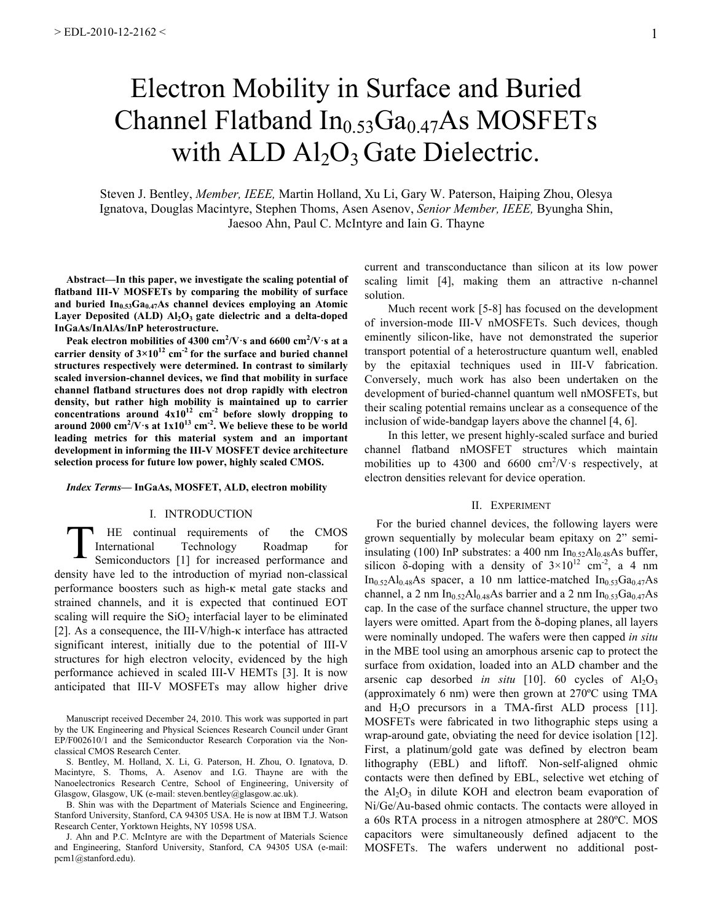# Electron Mobility in Surface and Buried Channel Flatband $In_{0.53}Ga_{0.47}As$ MOSFETs with ALD $Al_2O_3$ Gate Dielectric.

Steven J. Bentley, *Member, IEEE,* Martin Holland, Xu Li, Gary W. Paterson, Haiping Zhou, Olesya Ignatova, Douglas Macintyre, Stephen Thoms, Asen Asenov, *Senior Member, IEEE,* Byungha Shin, Jaesoo Ahn, Paul C. McIntyre and Iain G. Thayne

**Abstract—In this paper, we investigate the scaling potential of flatband III-V MOSFETs by comparing the mobility of surface and buried $In_{0.53}Ga_{0.47}As$ channel devices employing an Atomic Layer Deposited (ALD) $Al_2O_3$ gate dielectric and a delta-doped InGaAs/InAlAs/InP heterostructure.**

**Peak electron mobilities of 4300 $cm^2/V{\cdot}s$ and 6600 $cm^2/V{\cdot}s$ at a carrier density of $3{\times}10^{12}$ $cm^{-2}$ for the surface and buried channel structures respectively were determined. In contrast to similarly scaled inversion-channel devices, we find that mobility in surface channel flatband structures does not drop rapidly with electron density, but rather high mobility is maintained up to carrier concentrations around $4{\times}10^{12}$ $cm^{-2}$ before slowly dropping to around 2000 $cm^2/V{\cdot}s$ at $1{\times}10^{13}$ $cm^{-2}$. We believe these to be world leading metrics for this material system and an important development in informing the III-V MOSFET device architecture selection process for future low power, highly scaled CMOS.**

***Index Terms*— InGaAs, MOSFET, ALD, electron mobility**

## I. INTRODUCTION

THE continual requirements of the CMOS International Technology Roadmap for Semiconductors [1] for increased performance and density have led to the introduction of myriad non-classical performance boosters such as high-κ metal gate stacks and strained channels, and it is expected that continued EOT scaling will require the $SiO_2$ interfacial layer to be eliminated [2]. As a consequence, the III-V/high-κ interface has attracted significant interest, initially due to the potential of III-V structures for high electron velocity, evidenced by the high performance achieved in scaled III-V HEMTs [3]. It is now anticipated that III-V MOSFETs may allow higher drive current and transconductance than silicon at its low power scaling limit [4], making them an attractive n-channel solution.

Much recent work [5-8] has focused on the development of inversion-mode III-V nMOSFETs. Such devices, though eminently silicon-like, have not demonstrated the superior transport potential of a heterostructure quantum well, enabled by the epitaxial techniques used in III-V fabrication. Conversely, much work has also been undertaken on the development of buried-channel quantum well nMOSFETs, but their scaling potential remains unclear as a consequence of the inclusion of wide-bandgap layers above the channel [4, 6].

In this letter, we present highly-scaled surface and buried channel flatband nMOSFET structures which maintain mobilities up to 4300 and 6600 $cm^2/V{\cdot}s$ respectively, at electron densities relevant for device operation.

## II. EXPERIMENT

For the buried channel devices, the following layers were grown sequentially by molecular beam epitaxy on 2" semi-insulating (100) InP substrates: a 400 nm $In_{0.52}Al_{0.48}As$ buffer, silicon δ-doping with a density of $3{\times}10^{12}$ $cm^{-2}$, a 4 nm $In_{0.52}Al_{0.48}As$ spacer, a 10 nm lattice-matched $In_{0.53}Ga_{0.47}As$ channel, a 2 nm $In_{0.52}Al_{0.48}As$ barrier and a 2 nm $In_{0.53}Ga_{0.47}As$ cap. In the case of the surface channel structure, the upper two layers were omitted. Apart from the δ-doping planes, all layers were nominally undoped. The wafers were then capped *in situ* in the MBE tool using an amorphous arsenic cap to protect the surface from oxidation, loaded into an ALD chamber and the arsenic cap desorbed *in situ* [10]. 60 cycles of $Al_2O_3$ (approximately 6 nm) were then grown at 270ºC using TMA and $H_2O$ precursors in a TMA-first ALD process [11]. MOSFETs were fabricated in two lithographic steps using a wrap-around gate, obviating the need for device isolation [12]. First, a platinum/gold gate was defined by electron beam lithography (EBL) and liftoff. Non-self-aligned ohmic contacts were then defined by EBL, selective wet etching of the $Al_2O_3$ in dilute KOH and electron beam evaporation of Ni/Ge/Au-based ohmic contacts. The contacts were alloyed in a 60s RTA process in a nitrogen atmosphere at 280ºC. MOS capacitors were simultaneously defined adjacent to the MOSFETs. The wafers underwent no additional post-

Manuscript received December 24, 2010. This work was supported in part by the UK Engineering and Physical Sciences Research Council under Grant EP/F002610/1 and the Semiconductor Research Corporation via the Non-classical CMOS Research Center.

S. Bentley, M. Holland, X. Li, G. Paterson, H. Zhou, O. Ignatova, D. Macintyre, S. Thoms, A. Asenov and I.G. Thayne are with the Nanoelectronics Research Centre, School of Engineering, University of Glasgow, Glasgow, UK (e-mail: steven.bentley@glasgow.ac.uk).

B. Shin was with the Department of Materials Science and Engineering, Stanford University, Stanford, CA 94305 USA. He is now at IBM T.J. Watson Research Center, Yorktown Heights, NY 10598 USA.

J. Ahn and P.C. McIntyre are with the Department of Materials Science and Engineering, Stanford University, Stanford, CA 94305 USA (e-mail: pcm1@stanford.edu).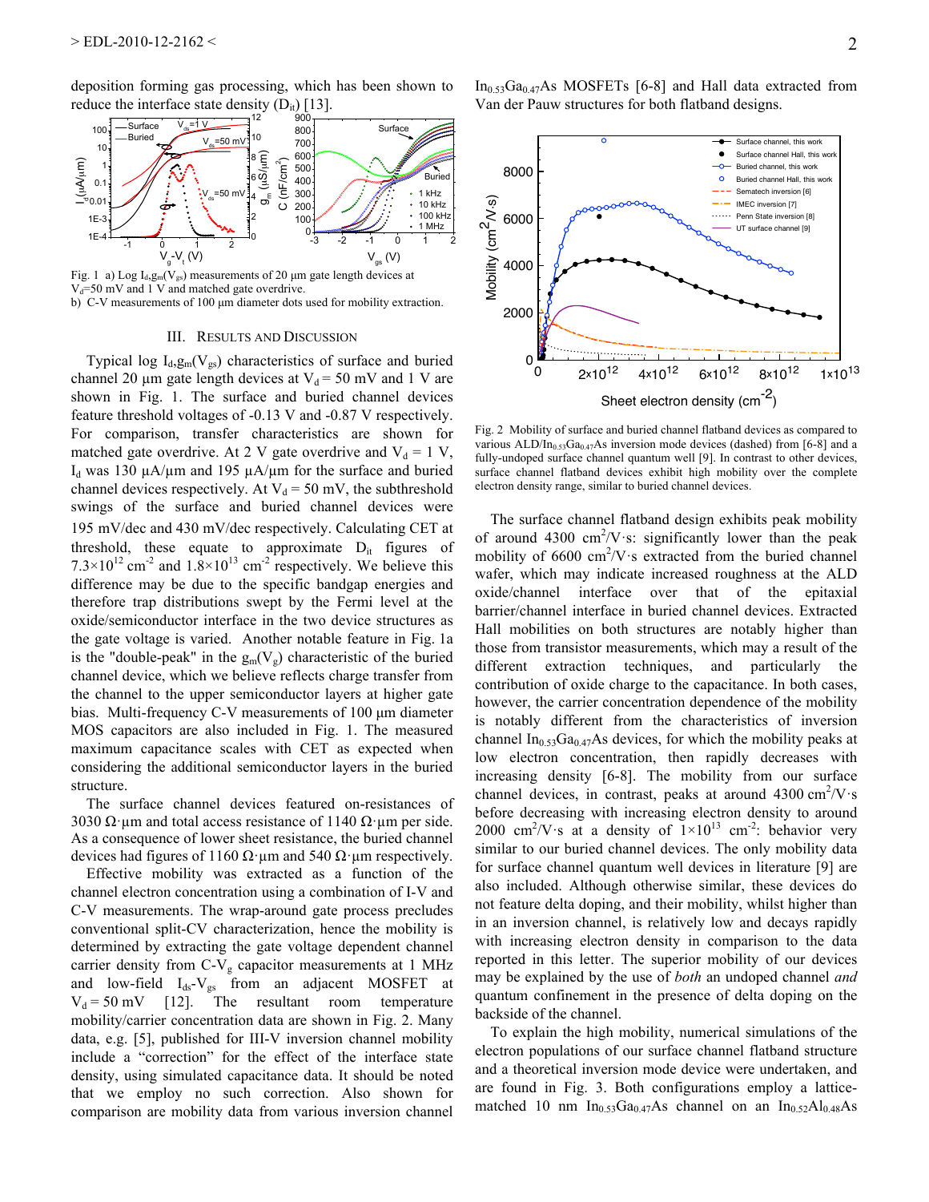deposition forming gas processing, which has been shown to reduce the interface state density ($D_{it}$) [13].

Fig. 1 a) Log $I_d$,$g_m$($V_{gs}$) measurements of 20 μm gate length devices at $V_d$=50 mV and 1 V and matched gate overdrive.
b) C-V measurements of 100 μm diameter dots used for mobility extraction.

## III. Results and Discussion

Typical log $I_d$,$g_m$($V_{gs}$) characteristics of surface and buried channel 20 μm gate length devices at $V_d$ = 50 mV and 1 V are shown in Fig. 1. The surface and buried channel devices feature threshold voltages of -0.13 V and -0.87 V respectively. For comparison, transfer characteristics are shown for matched gate overdrive. At 2 V gate overdrive and $V_d$ = 1 V, $I_d$ was 130 μA/μm and 195 μA/μm for the surface and buried channel devices respectively. At $V_d$ = 50 mV, the subthreshold swings of the surface and buried channel devices were 195 mV/dec and 430 mV/dec respectively. Calculating CET at threshold, these equate to approximate $D_{it}$ figures of $7.3\times10^{12}$ cm$^{-2}$ and $1.8\times10^{13}$ cm$^{-2}$ respectively. We believe this difference may be due to the specific bandgap energies and therefore trap distributions swept by the Fermi level at the oxide/semiconductor interface in the two device structures as the gate voltage is varied. Another notable feature in Fig. 1a is the "double-peak" in the $g_m$($V_g$) characteristic of the buried channel device, which we believe reflects charge transfer from the channel to the upper semiconductor layers at higher gate bias. Multi-frequency C-V measurements of 100 μm diameter MOS capacitors are also included in Fig. 1. The measured maximum capacitance scales with CET as expected when considering the additional semiconductor layers in the buried structure.

The surface channel devices featured on-resistances of 3030 Ω·μm and total access resistance of 1140 Ω·μm per side. As a consequence of lower sheet resistance, the buried channel devices had figures of 1160 Ω·μm and 540 Ω·μm respectively.

Effective mobility was extracted as a function of the channel electron concentration using a combination of I-V and C-V measurements. The wrap-around gate process precludes conventional split-CV characterization, hence the mobility is determined by extracting the gate voltage dependent channel carrier density from C-$V_g$ capacitor measurements at 1 MHz and low-field $I_{ds}$-$V_{gs}$ from an adjacent MOSFET at $V_d$ = 50 mV [12]. The resultant room temperature mobility/carrier concentration data are shown in Fig. 2. Many data, e.g. [5], published for III-V inversion channel mobility include a "correction" for the effect of the interface state density, using simulated capacitance data. It should be noted that we employ no such correction. Also shown for comparison are mobility data from various inversion channel $In_{0.53}Ga_{0.47}As$ MOSFETs [6-8] and Hall data extracted from Van der Pauw structures for both flatband designs.

Fig. 2 Mobility of surface and buried channel flatband devices as compared to various ALD/$In_{0.53}Ga_{0.47}As$ inversion mode devices (dashed) from [6-8] and a fully-undoped surface channel quantum well [9]. In contrast to other devices, surface channel flatband devices exhibit high mobility over the complete electron density range, similar to buried channel devices.

The surface channel flatband design exhibits peak mobility of around 4300 cm$^2$/V·s: significantly lower than the peak mobility of 6600 cm$^2$/V·s extracted from the buried channel wafer, which may indicate increased roughness at the ALD oxide/channel interface over that of the epitaxial barrier/channel interface in buried channel devices. Extracted Hall mobilities on both structures are notably higher than those from transistor measurements, which may a result of the different extraction techniques, and particularly the contribution of oxide charge to the capacitance. In both cases, however, the carrier concentration dependence of the mobility is notably different from the characteristics of inversion channel $In_{0.53}Ga_{0.47}As$ devices, for which the mobility peaks at low electron concentration, then rapidly decreases with increasing density [6-8]. The mobility from our surface channel devices, in contrast, peaks at around 4300 cm$^2$/V·s before decreasing with increasing electron density to around 2000 cm$^2$/V·s at a density of $1\times10^{13}$ cm$^{-2}$: behavior very similar to our buried channel devices. The only mobility data for surface channel quantum well devices in literature [9] are also included. Although otherwise similar, these devices do not feature delta doping, and their mobility, whilst higher than in an inversion channel, is relatively low and decays rapidly with increasing electron density in comparison to the data reported in this letter. The superior mobility of our devices may be explained by the use of *both* an undoped channel *and* quantum confinement in the presence of delta doping on the backside of the channel.

To explain the high mobility, numerical simulations of the electron populations of our surface channel flatband structure and a theoretical inversion mode device were undertaken, and are found in Fig. 3. Both configurations employ a lattice-matched 10 nm $In_{0.53}Ga_{0.47}As$ channel on an $In_{0.52}Al_{0.48}As$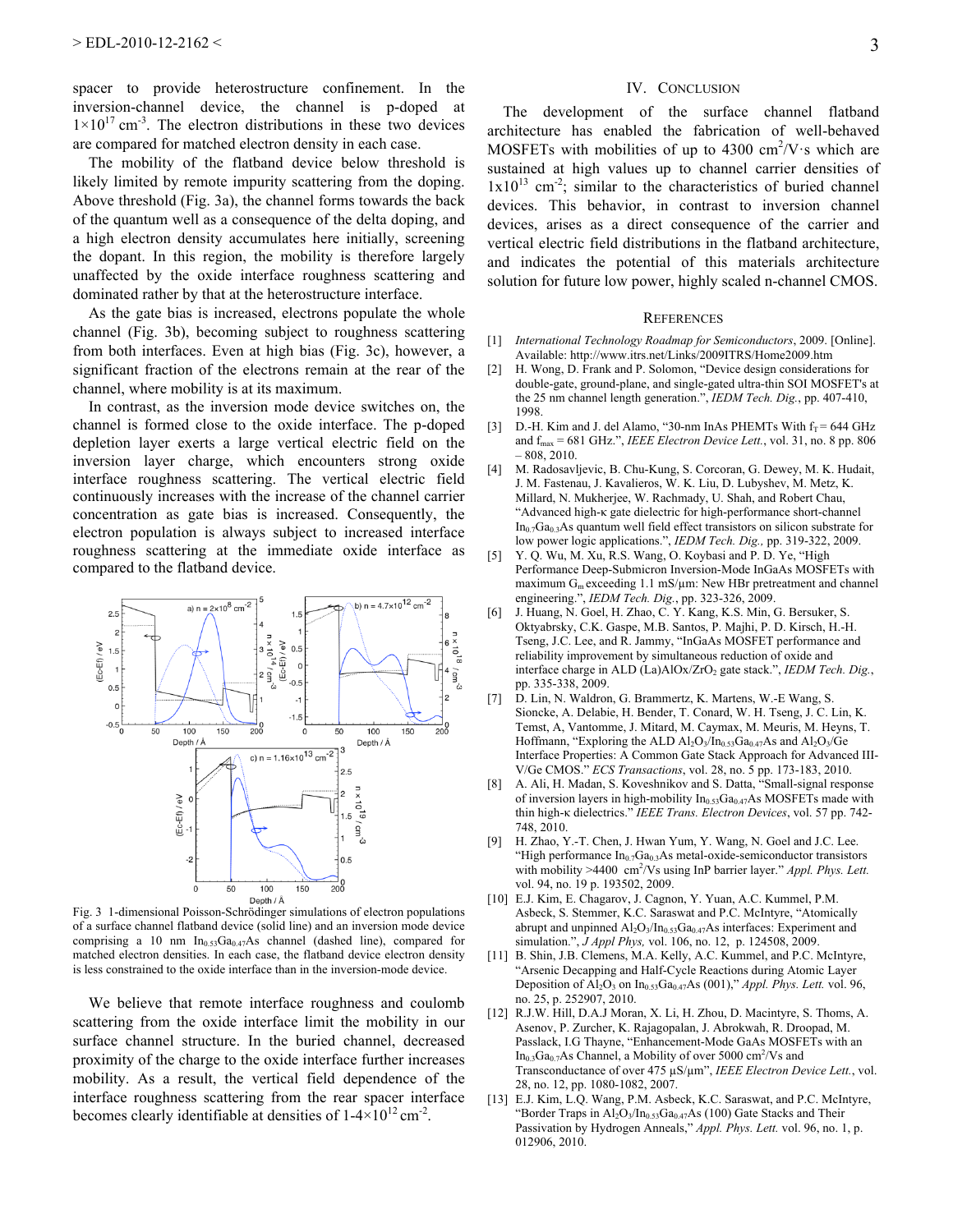spacer to provide heterostructure confinement. In the inversion-channel device, the channel is p-doped at $1\times10^{17}$ cm$^{-3}$. The electron distributions in these two devices are compared for matched electron density in each case.

The mobility of the flatband device below threshold is likely limited by remote impurity scattering from the doping. Above threshold (Fig. 3a), the channel forms towards the back of the quantum well as a consequence of the delta doping, and a high electron density accumulates here initially, screening the dopant. In this region, the mobility is therefore largely unaffected by the oxide interface roughness scattering and dominated rather by that at the heterostructure interface.

As the gate bias is increased, electrons populate the whole channel (Fig. 3b), becoming subject to roughness scattering from both interfaces. Even at high bias (Fig. 3c), however, a significant fraction of the electrons remain at the rear of the channel, where mobility is at its maximum.

In contrast, as the inversion mode device switches on, the channel is formed close to the oxide interface. The p-doped depletion layer exerts a large vertical electric field on the inversion layer charge, which encounters strong oxide interface roughness scattering. The vertical electric field continuously increases with the increase of the channel carrier concentration as gate bias is increased. Consequently, the electron population is always subject to increased interface roughness scattering at the immediate oxide interface as compared to the flatband device.

a) n = 2x10^8 cm^-2
b) n = 4.7x10^12 cm^-2
c) n = 1.16x10^13 cm^-2
(Ec-Ef) / eV
n x 10^14 / cm^-3
n x 10^18 / cm^-3
n x 10^19 / cm^-3
Depth / Å

Fig. 3 1-dimensional Poisson-Schrödinger simulations of electron populations of a surface channel flatband device (solid line) and an inversion mode device comprising a 10 nm $In_{0.53}Ga_{0.47}As$ channel (dashed line), compared for matched electron densities. In each case, the flatband device electron density is less constrained to the oxide interface than in the inversion-mode device.

We believe that remote interface roughness and coulomb scattering from the oxide interface limit the mobility in our surface channel structure. In the buried channel, decreased proximity of the charge to the oxide interface further increases mobility. As a result, the vertical field dependence of the interface roughness scattering from the rear spacer interface becomes clearly identifiable at densities of $1\text{-}4\times10^{12}$ cm$^{-2}$.

## IV. Conclusion

The development of the surface channel flatband architecture has enabled the fabrication of well-behaved MOSFETs with mobilities of up to 4300 cm$^2$/V·s which are sustained at high values up to channel carrier densities of $1\text{x}10^{13}$ cm$^{-2}$; similar to the characteristics of buried channel devices. This behavior, in contrast to inversion channel devices, arises as a direct consequence of the carrier and vertical electric field distributions in the flatband architecture, and indicates the potential of this materials architecture solution for future low power, highly scaled n-channel CMOS.

## References

[1] *International Technology Roadmap for Semiconductors*, 2009. [Online]. Available: http://www.itrs.net/Links/2009ITRS/Home2009.htm

[2] H. Wong, D. Frank and P. Solomon, "Device design considerations for double-gate, ground-plane, and single-gated ultra-thin SOI MOSFET's at the 25 nm channel length generation.", *IEDM Tech. Dig.*, pp. 407-410, 1998.

[3] D.-H. Kim and J. del Alamo, "30-nm InAs PHEMTs With $f_T$ = 644 GHz and $f_{max}$ = 681 GHz.", *IEEE Electron Device Lett.*, vol. 31, no. 8 pp. 806 – 808, 2010.

[4] M. Radosavljevic, B. Chu-Kung, S. Corcoran, G. Dewey, M. K. Hudait, J. M. Fastenau, J. Kavalieros, W. K. Liu, D. Lubyshev, M. Metz, K. Millard, N. Mukherjee, W. Rachmady, U. Shah, and Robert Chau, "Advanced high-κ gate dielectric for high-performance short-channel $In_{0.7}Ga_{0.3}As$ quantum well field effect transistors on silicon substrate for low power logic applications.", *IEDM Tech. Dig.,* pp. 319-322, 2009.

[5] Y. Q. Wu, M. Xu, R.S. Wang, O. Koybasi and P. D. Ye, "High Performance Deep-Submicron Inversion-Mode InGaAs MOSFETs with maximum $G_m$ exceeding 1.1 mS/µm: New HBr pretreatment and channel engineering.", *IEDM Tech. Dig.*, pp. 323-326, 2009.

[6] J. Huang, N. Goel, H. Zhao, C. Y. Kang, K.S. Min, G. Bersuker, S. Oktyabrsky, C.K. Gaspe, M.B. Santos, P. Majhi, P. D. Kirsch, H.-H. Tseng, J.C. Lee, and R. Jammy, "InGaAs MOSFET performance and reliability improvement by simultaneous reduction of oxide and interface charge in ALD (La)AlOx/$ZrO_2$ gate stack.", *IEDM Tech. Dig.*, pp. 335-338, 2009.

[7] D. Lin, N. Waldron, G. Brammertz, K. Martens, W.-E Wang, S. Sioncke, A. Delabie, H. Bender, T. Conard, W. H. Tseng, J. C. Lin, K. Temst, A, Vantomme, J. Mitard, M. Caymax, M. Meuris, M. Heyns, T. Hoffmann, "Exploring the ALD $Al_2O_3/In_{0.53}Ga_{0.47}As$ and $Al_2O_3$/Ge Interface Properties: A Common Gate Stack Approach for Advanced III-V/Ge CMOS." *ECS Transactions*, vol. 28, no. 5 pp. 173-183, 2010.

[8] A. Ali, H. Madan, S. Koveshnikov and S. Datta, "Small-signal response of inversion layers in high-mobility $In_{0.53}Ga_{0.47}As$ MOSFETs made with thin high-κ dielectrics." *IEEE Trans. Electron Devices*, vol. 57 pp. 742-748, 2010.

[9] H. Zhao, Y.-T. Chen, J. Hwan Yum, Y. Wang, N. Goel and J.C. Lee. "High performance $In_{0.7}Ga_{0.3}As$ metal-oxide-semiconductor transistors with mobility >4400 cm$^2$/Vs using InP barrier layer." *Appl. Phys. Lett.* vol. 94, no. 19 p. 193502, 2009.

[10] E.J. Kim, E. Chagarov, J. Cagnon, Y. Yuan, A.C. Kummel, P.M. Asbeck, S. Stemmer, K.C. Saraswat and P.C. McIntyre, "Atomically abrupt and unpinned $Al_2O_3/In_{0.53}Ga_{0.47}As$ interfaces: Experiment and simulation.", *J Appl Phys,* vol. 106, no. 12, p. 124508, 2009.

[11] B. Shin, J.B. Clemens, M.A. Kelly, A.C. Kummel, and P.C. McIntyre, "Arsenic Decapping and Half-Cycle Reactions during Atomic Layer Deposition of $Al_2O_3$ on $In_{0.53}Ga_{0.47}As$ (001)," *Appl. Phys. Lett.* vol. 96, no. 25, p. 252907, 2010.

[12] R.J.W. Hill, D.A.J Moran, X. Li, H. Zhou, D. Macintyre, S. Thoms, A. Asenov, P. Zurcher, K. Rajagopalan, J. Abrokwah, R. Droopad, M. Passlack, I.G Thayne, "Enhancement-Mode GaAs MOSFETs with an $In_{0.3}Ga_{0.7}As$ Channel, a Mobility of over 5000 cm$^2$/Vs and Transconductance of over 475 µS/µm", *IEEE Electron Device Lett.*, vol. 28, no. 12, pp. 1080-1082, 2007.

[13] E.J. Kim, L.Q. Wang, P.M. Asbeck, K.C. Saraswat, and P.C. McIntyre, "Border Traps in $Al_2O_3/In_{0.53}Ga_{0.47}As$ (100) Gate Stacks and Their Passivation by Hydrogen Anneals," *Appl. Phys. Lett.* vol. 96, no. 1, p. 012906, 2010.